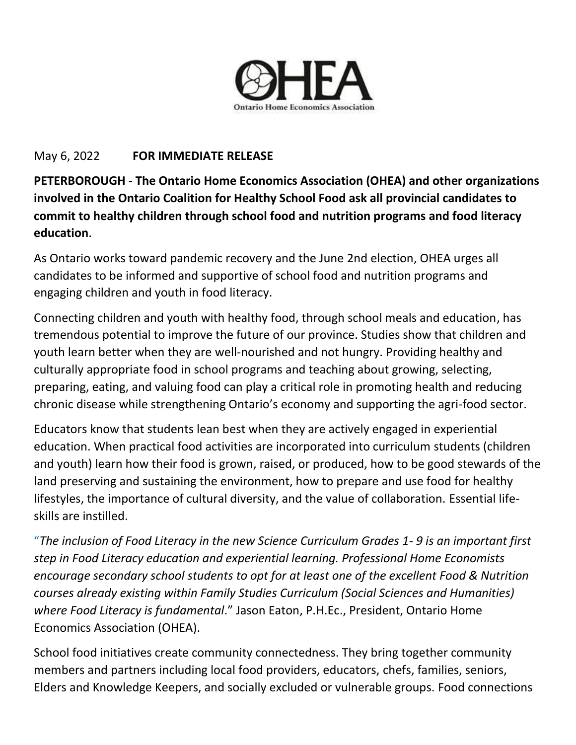OHEA

Ontario Home Economics Association

May 6, 2022 **FOR IMMEDIATE RELEASE**

**PETERBOROUGH - The Ontario Home Economics Association (OHEA) and other organizations involved in the Ontario Coalition for Healthy School Food ask all provincial candidates to commit to healthy children through school food and nutrition programs and food literacy education**.

As Ontario works toward pandemic recovery and the June 2nd election, OHEA urges all candidates to be informed and supportive of school food and nutrition programs and engaging children and youth in food literacy.

Connecting children and youth with healthy food, through school meals and education, has tremendous potential to improve the future of our province. Studies show that children and youth learn better when they are well-nourished and not hungry. Providing healthy and culturally appropriate food in school programs and teaching about growing, selecting, preparing, eating, and valuing food can play a critical role in promoting health and reducing chronic disease while strengthening Ontario's economy and supporting the agri-food sector.

Educators know that students lean best when they are actively engaged in experiential education. When practical food activities are incorporated into curriculum students (children and youth) learn how their food is grown, raised, or produced, how to be good stewards of the land preserving and sustaining the environment, how to prepare and use food for healthy lifestyles, the importance of cultural diversity, and the value of collaboration. Essential life-skills are instilled.

"*The inclusion of Food Literacy in the new Science Curriculum Grades 1- 9 is an important first step in Food Literacy education and experiential learning. Professional Home Economists encourage secondary school students to opt for at least one of the excellent Food & Nutrition courses already existing within Family Studies Curriculum (Social Sciences and Humanities) where Food Literacy is fundamental*." Jason Eaton, P.H.Ec., President, Ontario Home Economics Association (OHEA).

School food initiatives create community connectedness. They bring together community members and partners including local food providers, educators, chefs, families, seniors, Elders and Knowledge Keepers, and socially excluded or vulnerable groups. Food connections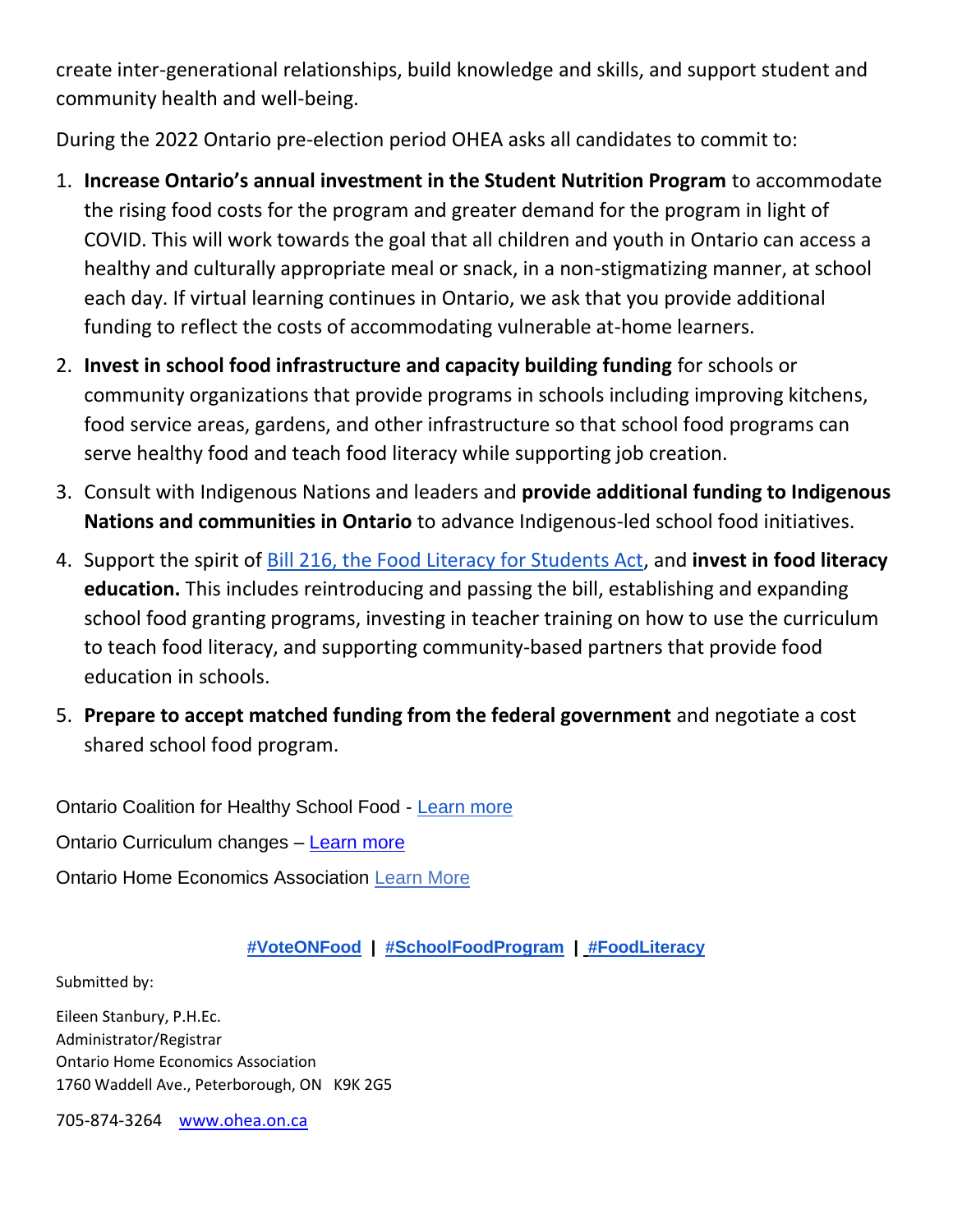create inter-generational relationships, build knowledge and skills, and support student and community health and well-being.

During the 2022 Ontario pre-election period OHEA asks all candidates to commit to:

1. **Increase Ontario's annual investment in the Student Nutrition Program** to accommodate the rising food costs for the program and greater demand for the program in light of COVID. This will work towards the goal that all children and youth in Ontario can access a healthy and culturally appropriate meal or snack, in a non-stigmatizing manner, at school each day. If virtual learning continues in Ontario, we ask that you provide additional funding to reflect the costs of accommodating vulnerable at-home learners.
2. **Invest in school food infrastructure and capacity building funding** for schools or community organizations that provide programs in schools including improving kitchens, food service areas, gardens, and other infrastructure so that school food programs can serve healthy food and teach food literacy while supporting job creation.
3. Consult with Indigenous Nations and leaders and **provide additional funding to Indigenous Nations and communities in Ontario** to advance Indigenous-led school food initiatives.
4. Support the spirit of Bill 216, the Food Literacy for Students Act, and **invest in food literacy education.** This includes reintroducing and passing the bill, establishing and expanding school food granting programs, investing in teacher training on how to use the curriculum to teach food literacy, and supporting community-based partners that provide food education in schools.
5. **Prepare to accept matched funding from the federal government** and negotiate a cost shared school food program.

Ontario Coalition for Healthy School Food - Learn more

Ontario Curriculum changes – Learn more

Ontario Home Economics Association Learn More

**#VoteONFood | #SchoolFoodProgram | #FoodLiteracy**

Submitted by:

Eileen Stanbury, P.H.Ec.
Administrator/Registrar
Ontario Home Economics Association
1760 Waddell Ave., Peterborough, ON K9K 2G5

705-874-3264 www.ohea.on.ca